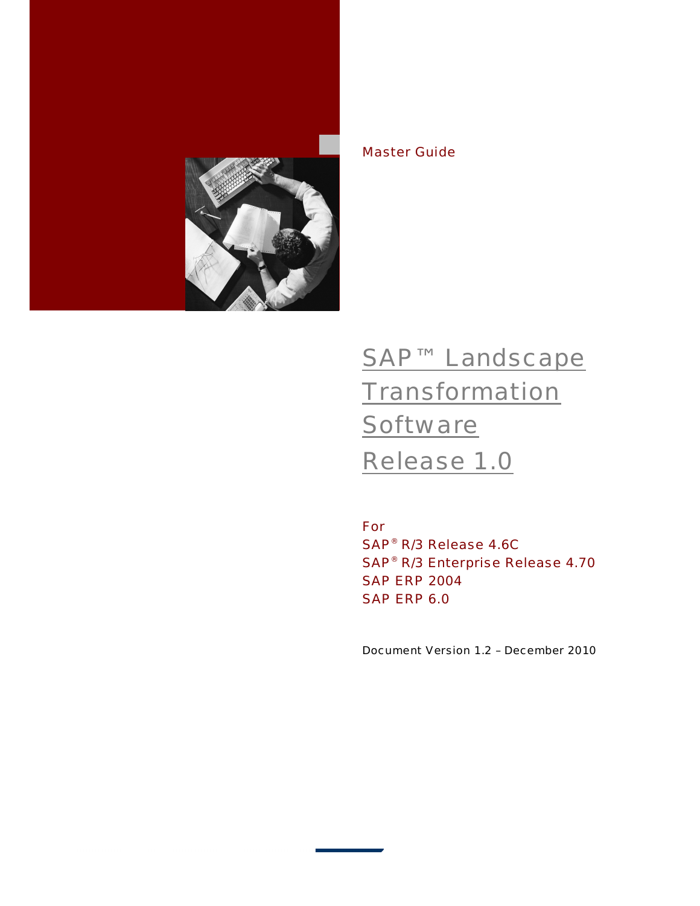Master Guide

# SAP™ Landscape Transformation Software Release 1.0

For
SAP® R/3 Release 4.6C
SAP® R/3 Enterprise Release 4.70
SAP ERP 2004
SAP ERP 6.0

Document Version 1.2 – December 2010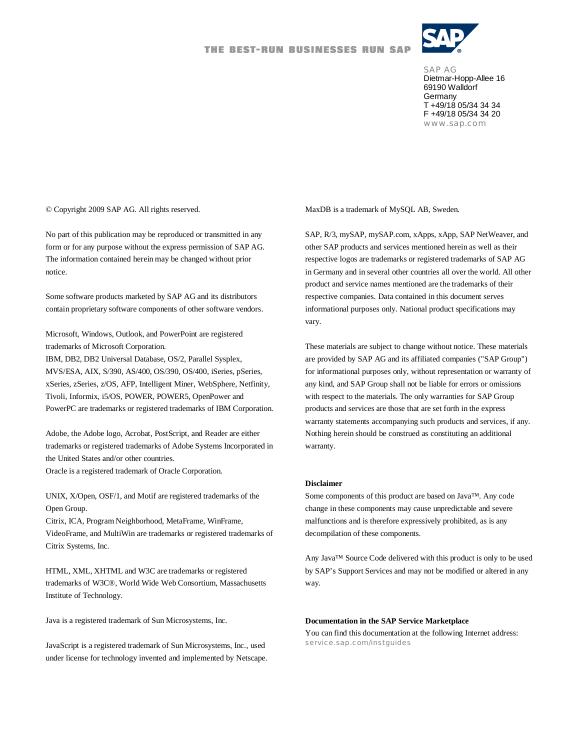THE BEST-RUN BUSINESSES RUN SAP

SAP AG
Dietmar-Hopp-Allee 16
69190 Walldorf
Germany
T +49/18 05/34 34 34
F +49/18 05/34 34 20
www.sap.com

© Copyright 2009 SAP AG. All rights reserved.

No part of this publication may be reproduced or transmitted in any form or for any purpose without the express permission of SAP AG. The information contained herein may be changed without prior notice.

Some software products marketed by SAP AG and its distributors contain proprietary software components of other software vendors.

Microsoft, Windows, Outlook, and PowerPoint are registered trademarks of Microsoft Corporation.
IBM, DB2, DB2 Universal Database, OS/2, Parallel Sysplex, MVS/ESA, AIX, S/390, AS/400, OS/390, OS/400, iSeries, pSeries, xSeries, zSeries, z/OS, AFP, Intelligent Miner, WebSphere, Netfinity, Tivoli, Informix, i5/OS, POWER, POWER5, OpenPower and PowerPC are trademarks or registered trademarks of IBM Corporation.

Adobe, the Adobe logo, Acrobat, PostScript, and Reader are either trademarks or registered trademarks of Adobe Systems Incorporated in the United States and/or other countries.
Oracle is a registered trademark of Oracle Corporation.

UNIX, X/Open, OSF/1, and Motif are registered trademarks of the Open Group.
Citrix, ICA, Program Neighborhood, MetaFrame, WinFrame, VideoFrame, and MultiWin are trademarks or registered trademarks of Citrix Systems, Inc.

HTML, XML, XHTML and W3C are trademarks or registered trademarks of W3C®, World Wide Web Consortium, Massachusetts Institute of Technology.

Java is a registered trademark of Sun Microsystems, Inc.

JavaScript is a registered trademark of Sun Microsystems, Inc., used under license for technology invented and implemented by Netscape.

MaxDB is a trademark of MySQL AB, Sweden.

SAP, R/3, mySAP, mySAP.com, xApps, xApp, SAP NetWeaver, and other SAP products and services mentioned herein as well as their respective logos are trademarks or registered trademarks of SAP AG in Germany and in several other countries all over the world. All other product and service names mentioned are the trademarks of their respective companies. Data contained in this document serves informational purposes only. National product specifications may vary.

These materials are subject to change without notice. These materials are provided by SAP AG and its affiliated companies ("SAP Group") for informational purposes only, without representation or warranty of any kind, and SAP Group shall not be liable for errors or omissions with respect to the materials. The only warranties for SAP Group products and services are those that are set forth in the express warranty statements accompanying such products and services, if any. Nothing herein should be construed as constituting an additional warranty.

**Disclaimer**

Some components of this product are based on Java™. Any code change in these components may cause unpredictable and severe malfunctions and is therefore expressively prohibited, as is any decompilation of these components.

Any Java™ Source Code delivered with this product is only to be used by SAP's Support Services and may not be modified or altered in any way.

**Documentation in the SAP Service Marketplace**

You can find this documentation at the following Internet address:
service.sap.com/instguides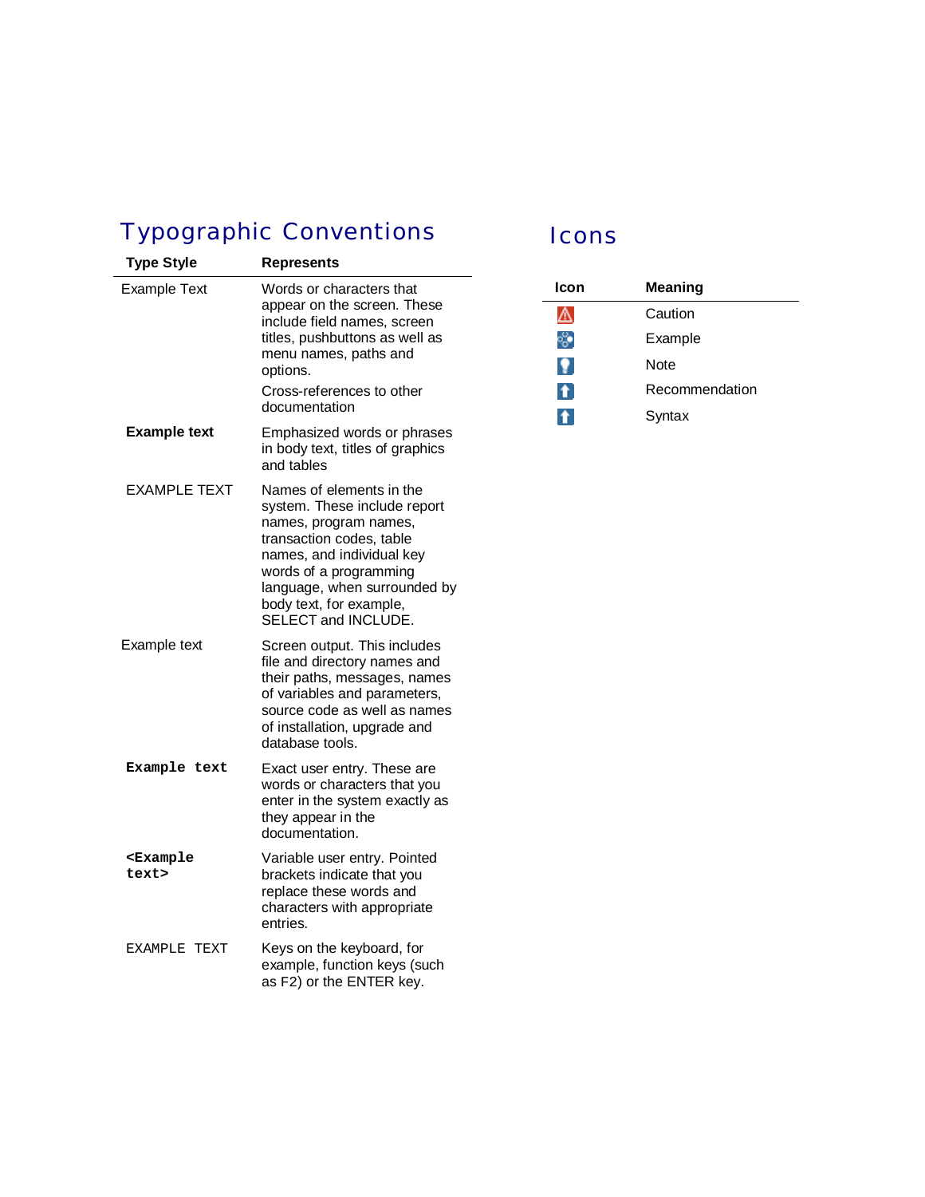## Typographic Conventions

| Type Style | Represents |
|---|---|
| Example Text | Words or characters that appear on the screen. These include field names, screen titles, pushbuttons as well as menu names, paths and options.<br>Cross-references to other documentation |
| **Example text** | Emphasized words or phrases in body text, titles of graphics and tables |
| EXAMPLE TEXT | Names of elements in the system. These include report names, program names, transaction codes, table names, and individual key words of a programming language, when surrounded by body text, for example, SELECT and INCLUDE. |
| Example text | Screen output. This includes file and directory names and their paths, messages, names of variables and parameters, source code as well as names of installation, upgrade and database tools. |
| **`Example text`** | Exact user entry. These are words or characters that you enter in the system exactly as they appear in the documentation. |
| **`<Example text>`** | Variable user entry. Pointed brackets indicate that you replace these words and characters with appropriate entries. |
| `EXAMPLE TEXT` | Keys on the keyboard, for example, function keys (such as F2) or the ENTER key. |

## Icons

| Icon | Meaning |
|---|---|
| | Caution |
| | Example |
| | Note |
| | Recommendation |
| | Syntax |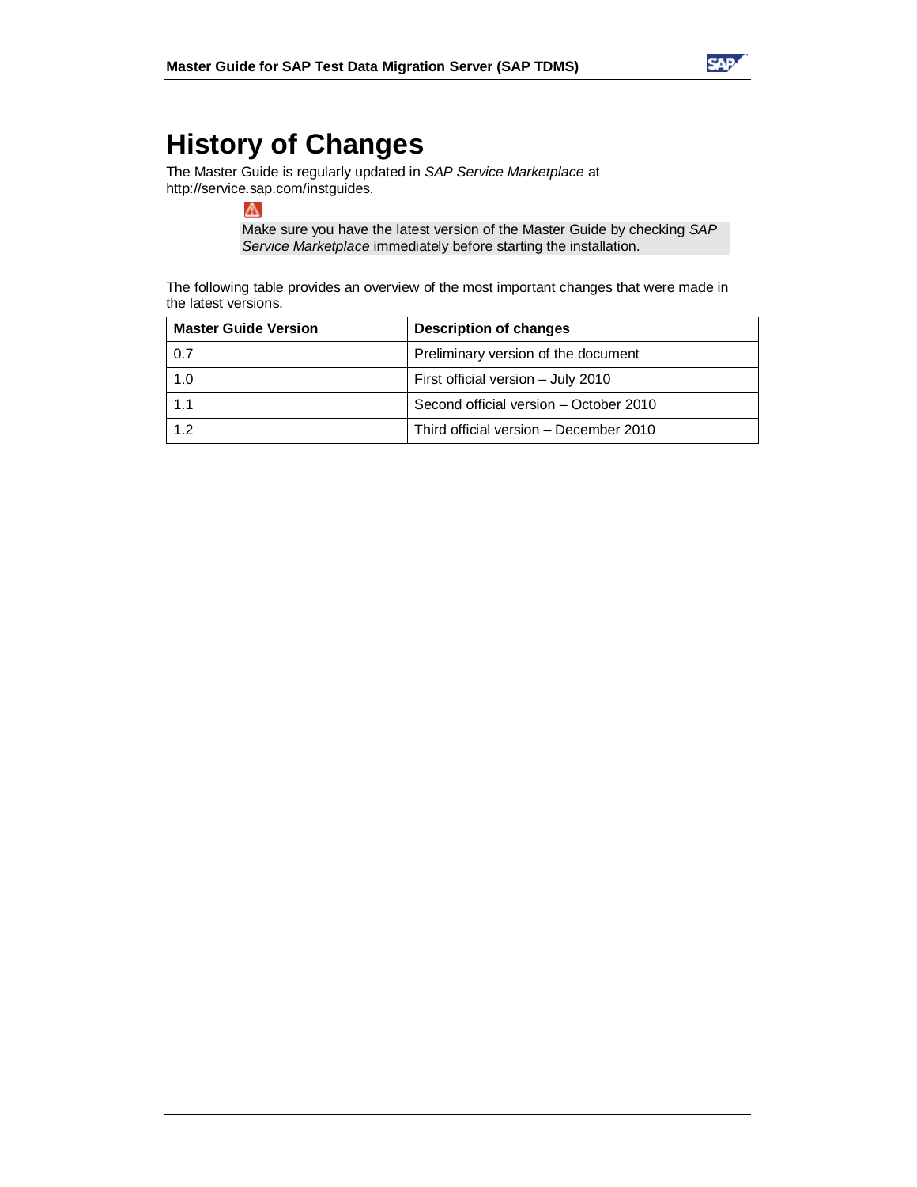# History of Changes

The Master Guide is regularly updated in *SAP Service Marketplace* at http://service.sap.com/instguides.

> Make sure you have the latest version of the Master Guide by checking *SAP Service Marketplace* immediately before starting the installation.

The following table provides an overview of the most important changes that were made in the latest versions.

| Master Guide Version | Description of changes |
|---|---|
| 0.7 | Preliminary version of the document |
| 1.0 | First official version – July 2010 |
| 1.1 | Second official version – October 2010 |
| 1.2 | Third official version – December 2010 |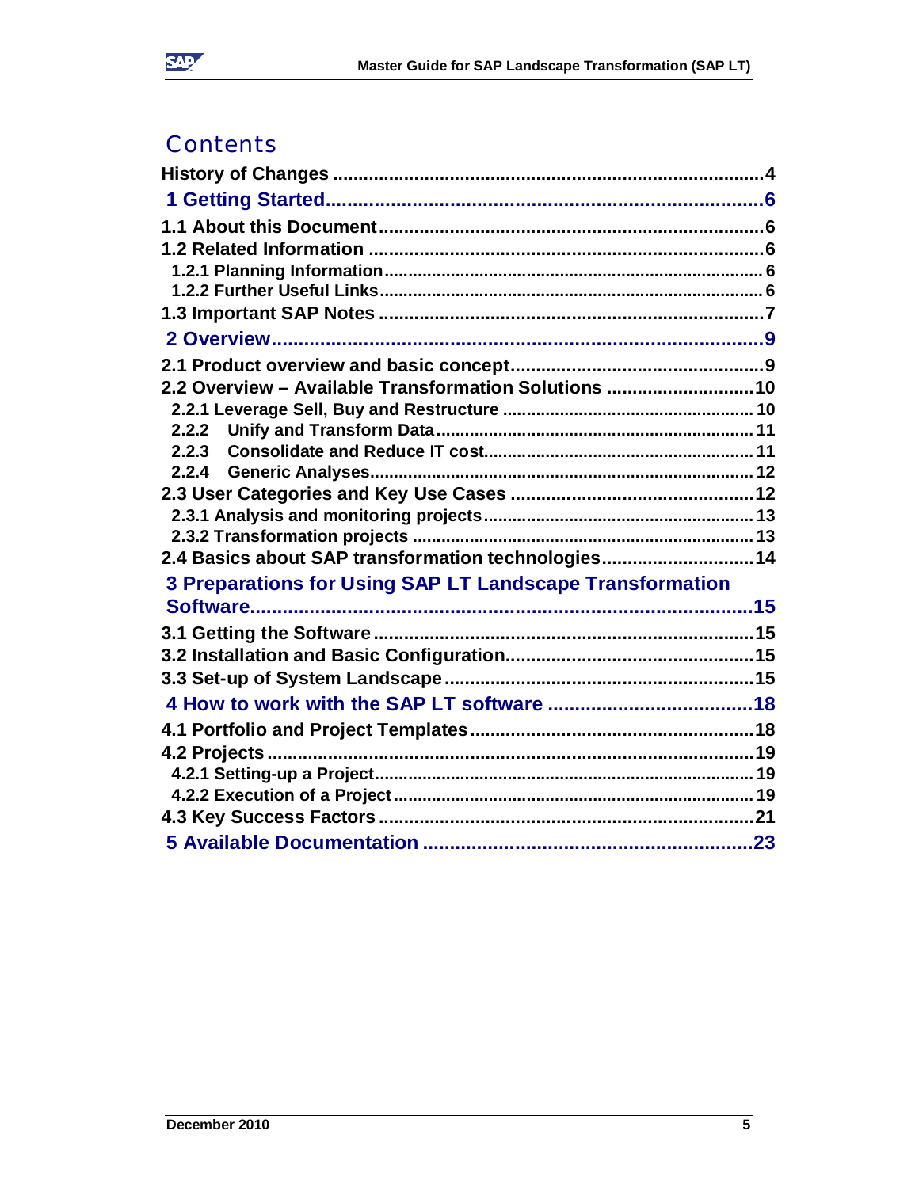# Contents

History of Changes .................................................................................... 4

1 Getting Started ................................................................................ 6

1.1 About this Document ........................................................................... 6

1.2 Related Information ............................................................................. 6

1.2.1 Planning Information .............................................................................. 6

1.2.2 Further Useful Links ............................................................................... 6

1.3 Important SAP Notes ........................................................................... 7

2 Overview .......................................................................................... 9

2.1 Product overview and basic concept ................................................ 9

2.2 Overview – Available Transformation Solutions ............................ 10

2.2.1 Leverage Sell, Buy and Restructure .................................................... 10

2.2.2 Unify and Transform Data .................................................................. 11

2.2.3 Consolidate and Reduce IT cost ......................................................... 11

2.2.4 Generic Analyses ................................................................................ 12

2.3 User Categories and Key Use Cases ................................................ 12

2.3.1 Analysis and monitoring projects ........................................................ 13

2.3.2 Transformation projects ...................................................................... 13

2.4 Basics about SAP transformation technologies ............................. 14

3 Preparations for Using SAP LT Landscape Transformation Software ........................................................................................... 15

3.1 Getting the Software ......................................................................... 15

3.2 Installation and Basic Configuration ................................................ 15

3.3 Set-up of System Landscape ............................................................ 15

4 How to work with the SAP LT software ..................................... 18

4.1 Portfolio and Project Templates ....................................................... 18

4.2 Projects ............................................................................................... 19

4.2.1 Setting-up a Project .............................................................................. 19

4.2.2 Execution of a Project ........................................................................... 19

4.3 Key Success Factors ......................................................................... 21

5 Available Documentation ............................................................ 23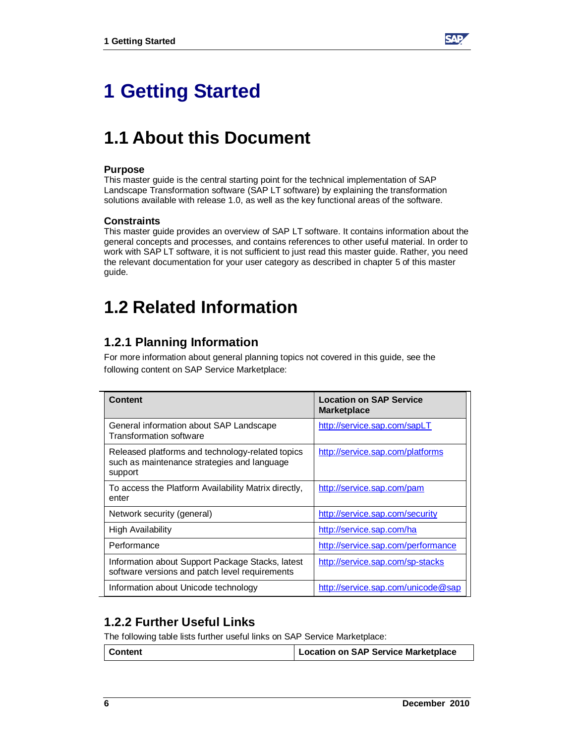# 1 Getting Started

## 1.1 About this Document

### Purpose

This master guide is the central starting point for the technical implementation of SAP Landscape Transformation software (SAP LT software) by explaining the transformation solutions available with release 1.0, as well as the key functional areas of the software.

### Constraints

This master guide provides an overview of SAP LT software. It contains information about the general concepts and processes, and contains references to other useful material. In order to work with SAP LT software, it is not sufficient to just read this master guide. Rather, you need the relevant documentation for your user category as described in chapter 5 of this master guide.

## 1.2 Related Information

### 1.2.1 Planning Information

For more information about general planning topics not covered in this guide, see the following content on SAP Service Marketplace:

| Content | Location on SAP Service Marketplace |
|---|---|
| General information about SAP Landscape Transformation software | http://service.sap.com/sapLT |
| Released platforms and technology-related topics such as maintenance strategies and language support | http://service.sap.com/platforms |
| To access the Platform Availability Matrix directly, enter | http://service.sap.com/pam |
| Network security (general) | http://service.sap.com/security |
| High Availability | http://service.sap.com/ha |
| Performance | http://service.sap.com/performance |
| Information about Support Package Stacks, latest software versions and patch level requirements | http://service.sap.com/sp-stacks |
| Information about Unicode technology | http://service.sap.com/unicode@sap |

### 1.2.2 Further Useful Links

The following table lists further useful links on SAP Service Marketplace:

| Content | Location on SAP Service Marketplace |
|---|---|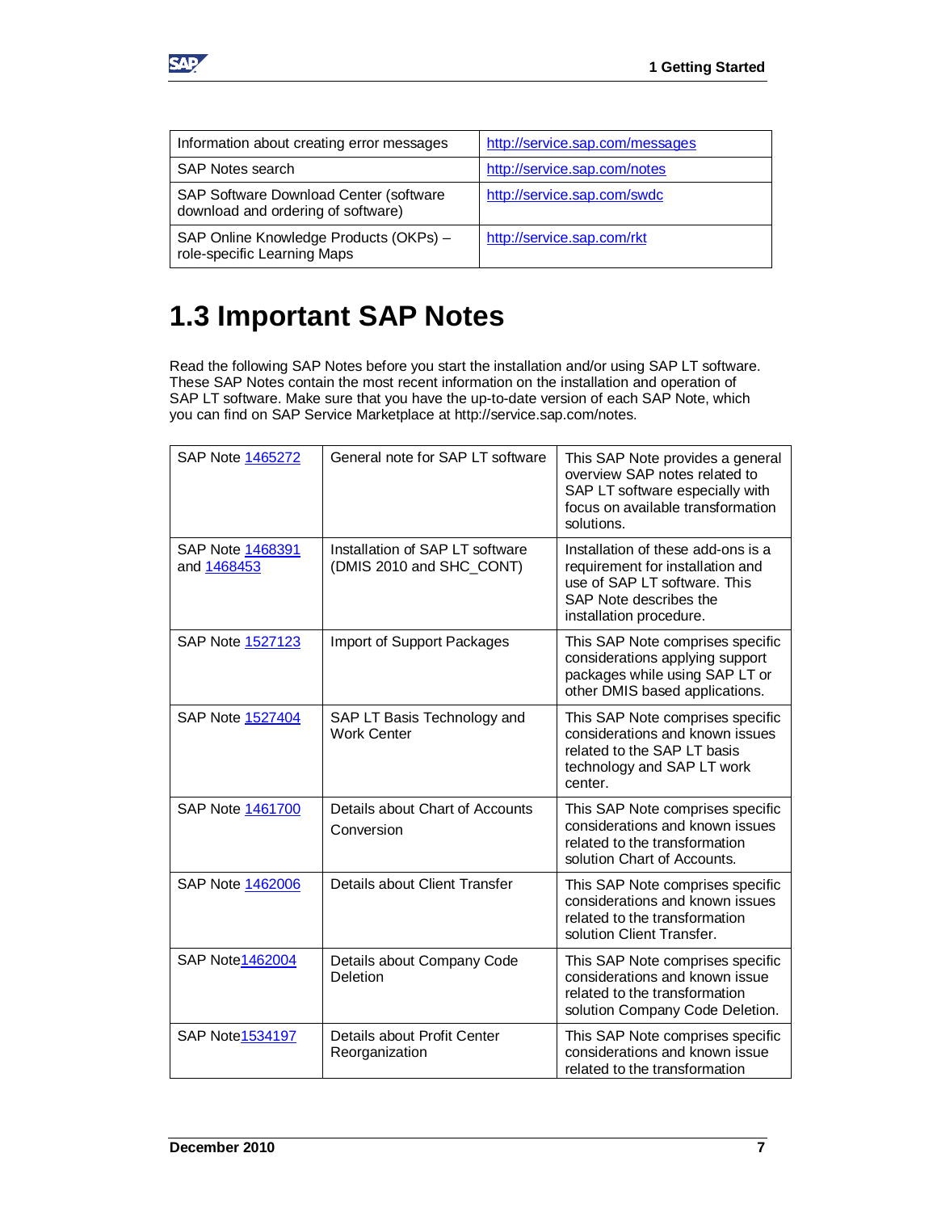| Information about creating error messages | http://service.sap.com/messages |
| --- | --- |
| SAP Notes search | http://service.sap.com/notes |
| SAP Software Download Center (software download and ordering of software) | http://service.sap.com/swdc |
| SAP Online Knowledge Products (OKPs) – role-specific Learning Maps | http://service.sap.com/rkt |

# 1.3 Important SAP Notes

Read the following SAP Notes before you start the installation and/or using SAP LT software. These SAP Notes contain the most recent information on the installation and operation of SAP LT software. Make sure that you have the up-to-date version of each SAP Note, which you can find on SAP Service Marketplace at http://service.sap.com/notes.

| SAP Note 1465272 | General note for SAP LT software | This SAP Note provides a general overview SAP notes related to SAP LT software especially with focus on available transformation solutions. |
| --- | --- | --- |
| SAP Note 1468391 and 1468453 | Installation of SAP LT software (DMIS 2010 and SHC_CONT) | Installation of these add-ons is a requirement for installation and use of SAP LT software. This SAP Note describes the installation procedure. |
| SAP Note 1527123 | Import of Support Packages | This SAP Note comprises specific considerations applying support packages while using SAP LT or other DMIS based applications. |
| SAP Note 1527404 | SAP LT Basis Technology and Work Center | This SAP Note comprises specific considerations and known issues related to the SAP LT basis technology and SAP LT work center. |
| SAP Note 1461700 | Details about Chart of Accounts Conversion | This SAP Note comprises specific considerations and known issues related to the transformation solution Chart of Accounts. |
| SAP Note 1462006 | Details about Client Transfer | This SAP Note comprises specific considerations and known issues related to the transformation solution Client Transfer. |
| SAP Note1462004 | Details about Company Code Deletion | This SAP Note comprises specific considerations and known issue related to the transformation solution Company Code Deletion. |
| SAP Note1534197 | Details about Profit Center Reorganization | This SAP Note comprises specific considerations and known issue related to the transformation |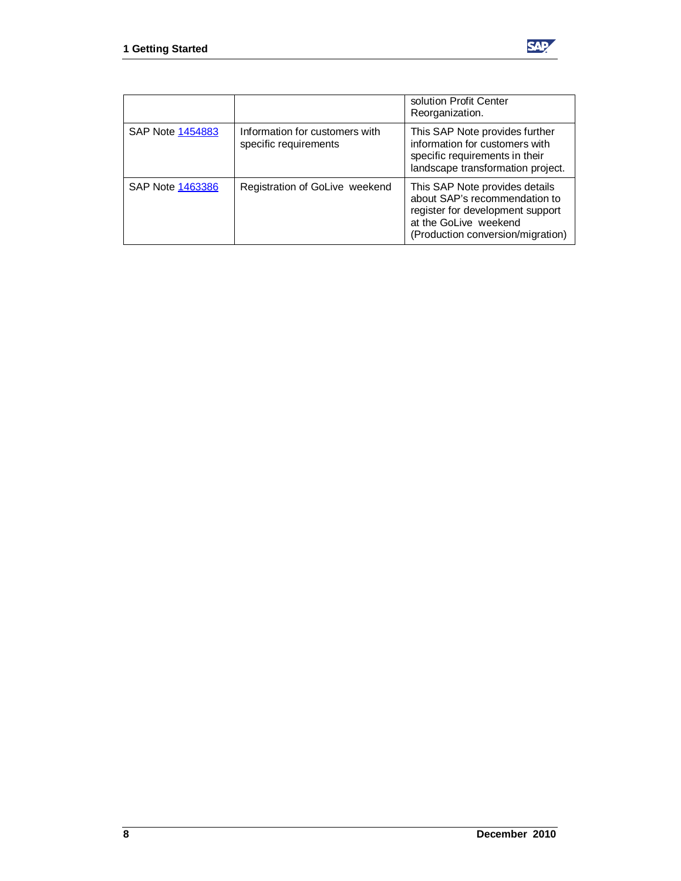| | | |
|---|---|---|
| | | solution Profit Center Reorganization. |
| SAP Note 1454883 | Information for customers with specific requirements | This SAP Note provides further information for customers with specific requirements in their landscape transformation project. |
| SAP Note 1463386 | Registration of GoLive weekend | This SAP Note provides details about SAP's recommendation to register for development support at the GoLive weekend (Production conversion/migration) |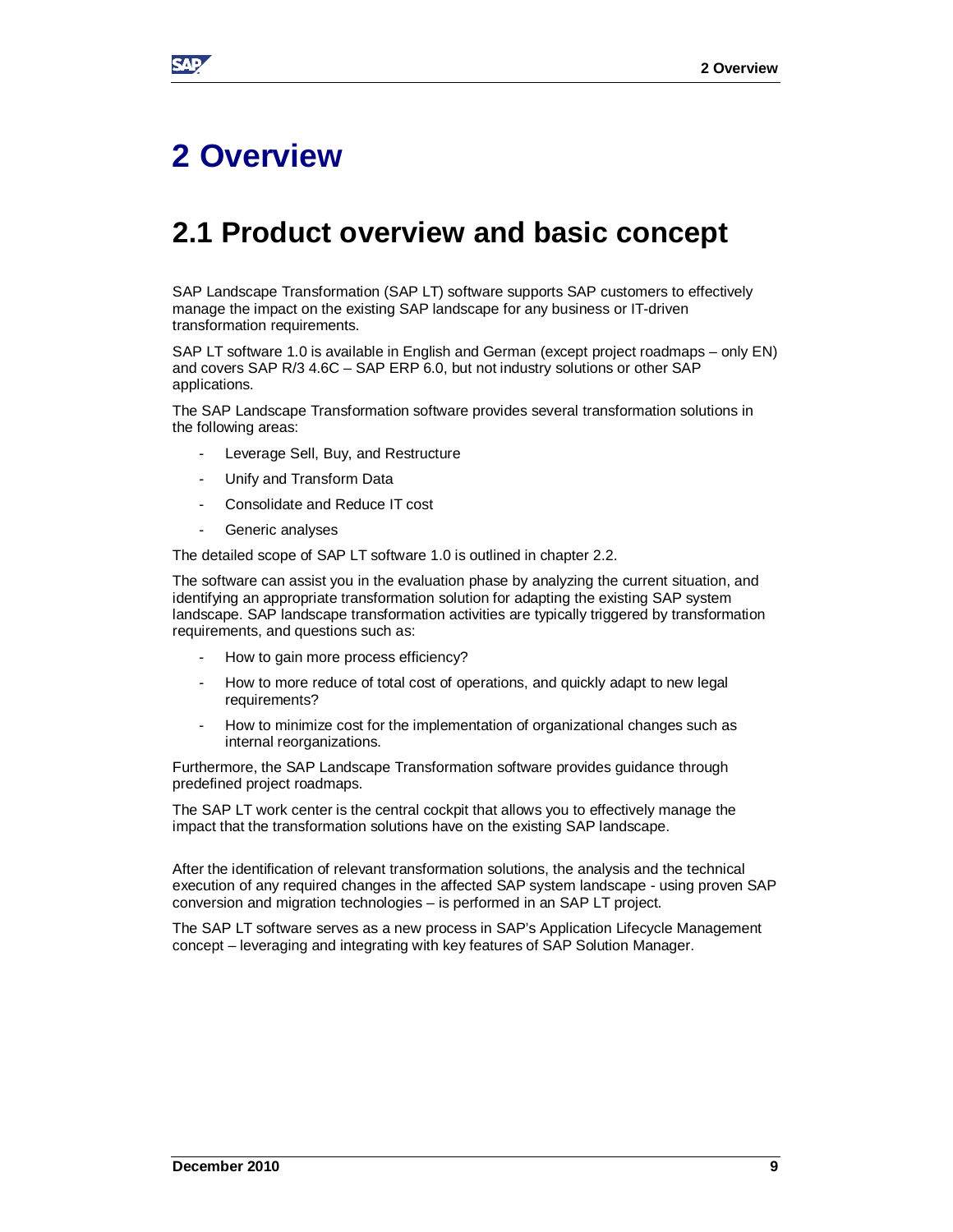# 2 Overview

## 2.1 Product overview and basic concept

SAP Landscape Transformation (SAP LT) software supports SAP customers to effectively manage the impact on the existing SAP landscape for any business or IT-driven transformation requirements.

SAP LT software 1.0 is available in English and German (except project roadmaps – only EN) and covers SAP R/3 4.6C – SAP ERP 6.0, but not industry solutions or other SAP applications.

The SAP Landscape Transformation software provides several transformation solutions in the following areas:

- Leverage Sell, Buy, and Restructure
- Unify and Transform Data
- Consolidate and Reduce IT cost
- Generic analyses

The detailed scope of SAP LT software 1.0 is outlined in chapter 2.2.

The software can assist you in the evaluation phase by analyzing the current situation, and identifying an appropriate transformation solution for adapting the existing SAP system landscape. SAP landscape transformation activities are typically triggered by transformation requirements, and questions such as:

- How to gain more process efficiency?
- How to more reduce of total cost of operations, and quickly adapt to new legal requirements?
- How to minimize cost for the implementation of organizational changes such as internal reorganizations.

Furthermore, the SAP Landscape Transformation software provides guidance through predefined project roadmaps.

The SAP LT work center is the central cockpit that allows you to effectively manage the impact that the transformation solutions have on the existing SAP landscape.

After the identification of relevant transformation solutions, the analysis and the technical execution of any required changes in the affected SAP system landscape - using proven SAP conversion and migration technologies – is performed in an SAP LT project.

The SAP LT software serves as a new process in SAP's Application Lifecycle Management concept – leveraging and integrating with key features of SAP Solution Manager.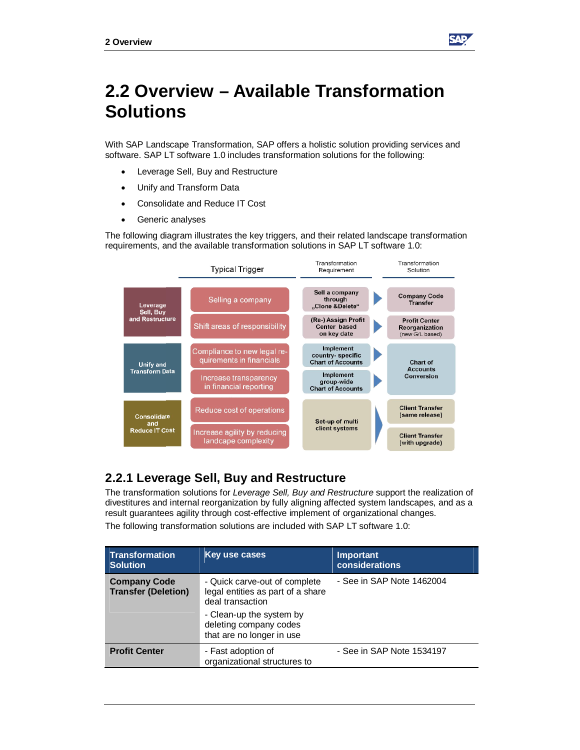## 2.2 Overview – Available Transformation Solutions

With SAP Landscape Transformation, SAP offers a holistic solution providing services and software. SAP LT software 1.0 includes transformation solutions for the following:

- Leverage Sell, Buy and Restructure
- Unify and Transform Data
- Consolidate and Reduce IT Cost
- Generic analyses

The following diagram illustrates the key triggers, and their related landscape transformation requirements, and the available transformation solutions in SAP LT software 1.0:

| | Typical Trigger | Transformation Requirement | Transformation Solution |
|---|---|---|---|
| Leverage Sell, Buy and Restructure | Selling a company | Sell a company through „Clone &Delete" | Company Code Transfer |
| | Shift areas of responsibility | (Re-) Assign Profit Center based on key date | Profit Center Reorganization (new G/L based) |
| Unify and Transform Data | Compliance to new legal requirements in financials | Implement country- specific Chart of Accounts | Chart of Accounts Conversion |
| | Increase transparency in financial reporting | Implement group-wide Chart of Accounts | |
| Consolidate and Reduce IT Cost | Reduce cost of operations | Set-up of multi client systems | Client Transfer (same release) |
| | Increase agility by reducing landcape complexity | | Client Transfer (with upgrade) |

### 2.2.1 Leverage Sell, Buy and Restructure

The transformation solutions for *Leverage Sell, Buy and Restructure* support the realization of divestitures and internal reorganization by fully aligning affected system landscapes, and as a result guarantees agility through cost-effective implement of organizational changes.

The following transformation solutions are included with SAP LT software 1.0:

| Transformation Solution | Key use cases | Important considerations |
|---|---|---|
| **Company Code Transfer (Deletion)** | - Quick carve-out of complete legal entities as part of a share deal transaction<br>- Clean-up the system by deleting company codes that are no longer in use | - See in SAP Note 1462004 |
| **Profit Center** | - Fast adoption of organizational structures to | - See in SAP Note 1534197 |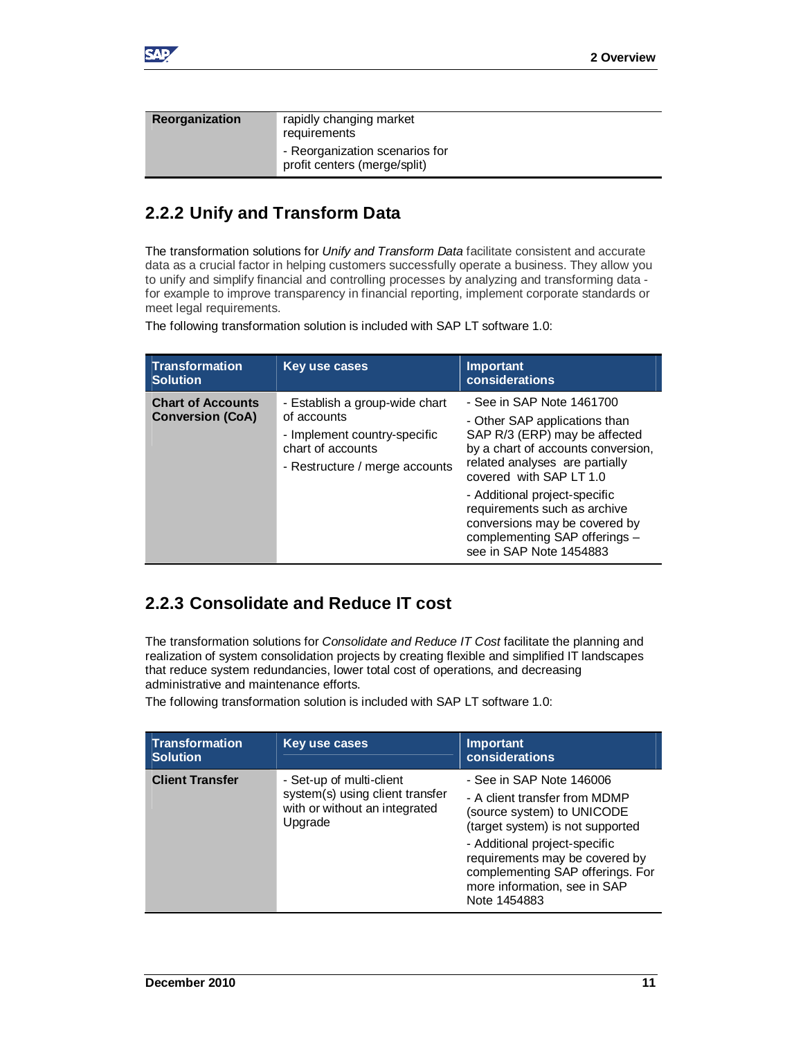| Reorganization | rapidly changing market requirements<br>- Reorganization scenarios for profit centers (merge/split) |
|---|---|

## 2.2.2 Unify and Transform Data

The transformation solutions for *Unify and Transform Data* facilitate consistent and accurate data as a crucial factor in helping customers successfully operate a business. They allow you to unify and simplify financial and controlling processes by analyzing and transforming data - for example to improve transparency in financial reporting, implement corporate standards or meet legal requirements.

The following transformation solution is included with SAP LT software 1.0:

| Transformation Solution | Key use cases | Important considerations |
|---|---|---|
| **Chart of Accounts Conversion (CoA)** | - Establish a group-wide chart of accounts<br>- Implement country-specific chart of accounts<br>- Restructure / merge accounts | - See in SAP Note 1461700<br>- Other SAP applications than SAP R/3 (ERP) may be affected by a chart of accounts conversion, related analyses are partially covered with SAP LT 1.0<br>- Additional project-specific requirements such as archive conversions may be covered by complementing SAP offerings – see in SAP Note 1454883 |

## 2.2.3 Consolidate and Reduce IT cost

The transformation solutions for *Consolidate and Reduce IT Cost* facilitate the planning and realization of system consolidation projects by creating flexible and simplified IT landscapes that reduce system redundancies, lower total cost of operations, and decreasing administrative and maintenance efforts.

The following transformation solution is included with SAP LT software 1.0:

| Transformation Solution | Key use cases | Important considerations |
|---|---|---|
| **Client Transfer** | - Set-up of multi-client system(s) using client transfer with or without an integrated Upgrade | - See in SAP Note 146006<br>- A client transfer from MDMP (source system) to UNICODE (target system) is not supported<br>- Additional project-specific requirements may be covered by complementing SAP offerings. For more information, see in SAP Note 1454883 |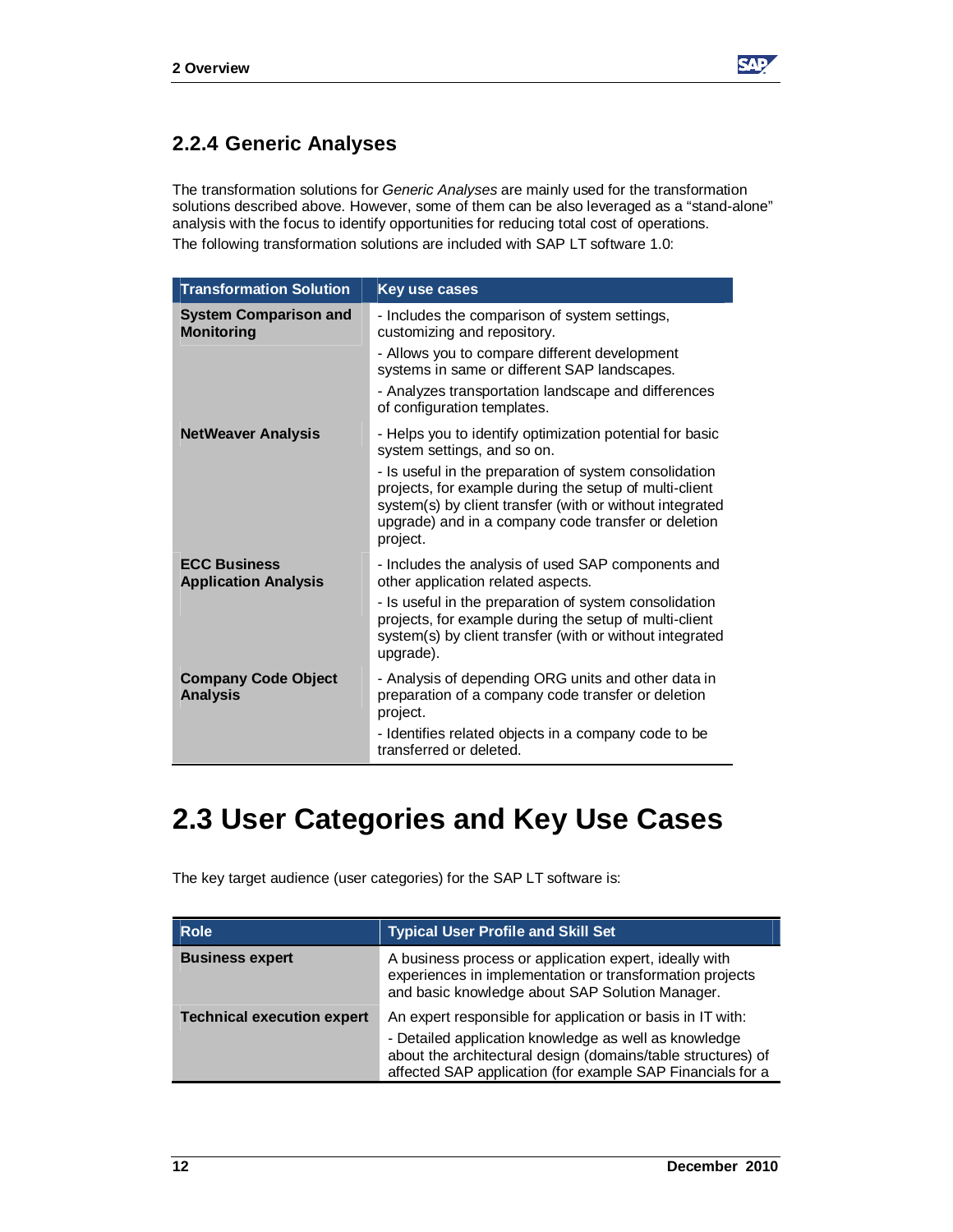### 2.2.4 Generic Analyses

The transformation solutions for *Generic Analyses* are mainly used for the transformation solutions described above. However, some of them can be also leveraged as a "stand-alone" analysis with the focus to identify opportunities for reducing total cost of operations.

The following transformation solutions are included with SAP LT software 1.0:

| Transformation Solution | Key use cases |
|---|---|
| **System Comparison and Monitoring** | - Includes the comparison of system settings, customizing and repository.<br>- Allows you to compare different development systems in same or different SAP landscapes.<br>- Analyzes transportation landscape and differences of configuration templates. |
| **NetWeaver Analysis** | - Helps you to identify optimization potential for basic system settings, and so on.<br>- Is useful in the preparation of system consolidation projects, for example during the setup of multi-client system(s) by client transfer (with or without integrated upgrade) and in a company code transfer or deletion project. |
| **ECC Business Application Analysis** | - Includes the analysis of used SAP components and other application related aspects.<br>- Is useful in the preparation of system consolidation projects, for example during the setup of multi-client system(s) by client transfer (with or without integrated upgrade). |
| **Company Code Object Analysis** | - Analysis of depending ORG units and other data in preparation of a company code transfer or deletion project.<br>- Identifies related objects in a company code to be transferred or deleted. |

# 2.3 User Categories and Key Use Cases

The key target audience (user categories) for the SAP LT software is:

| Role | Typical User Profile and Skill Set |
|---|---|
| **Business expert** | A business process or application expert, ideally with experiences in implementation or transformation projects and basic knowledge about SAP Solution Manager. |
| **Technical execution expert** | An expert responsible for application or basis in IT with:<br>- Detailed application knowledge as well as knowledge about the architectural design (domains/table structures) of affected SAP application (for example SAP Financials for a |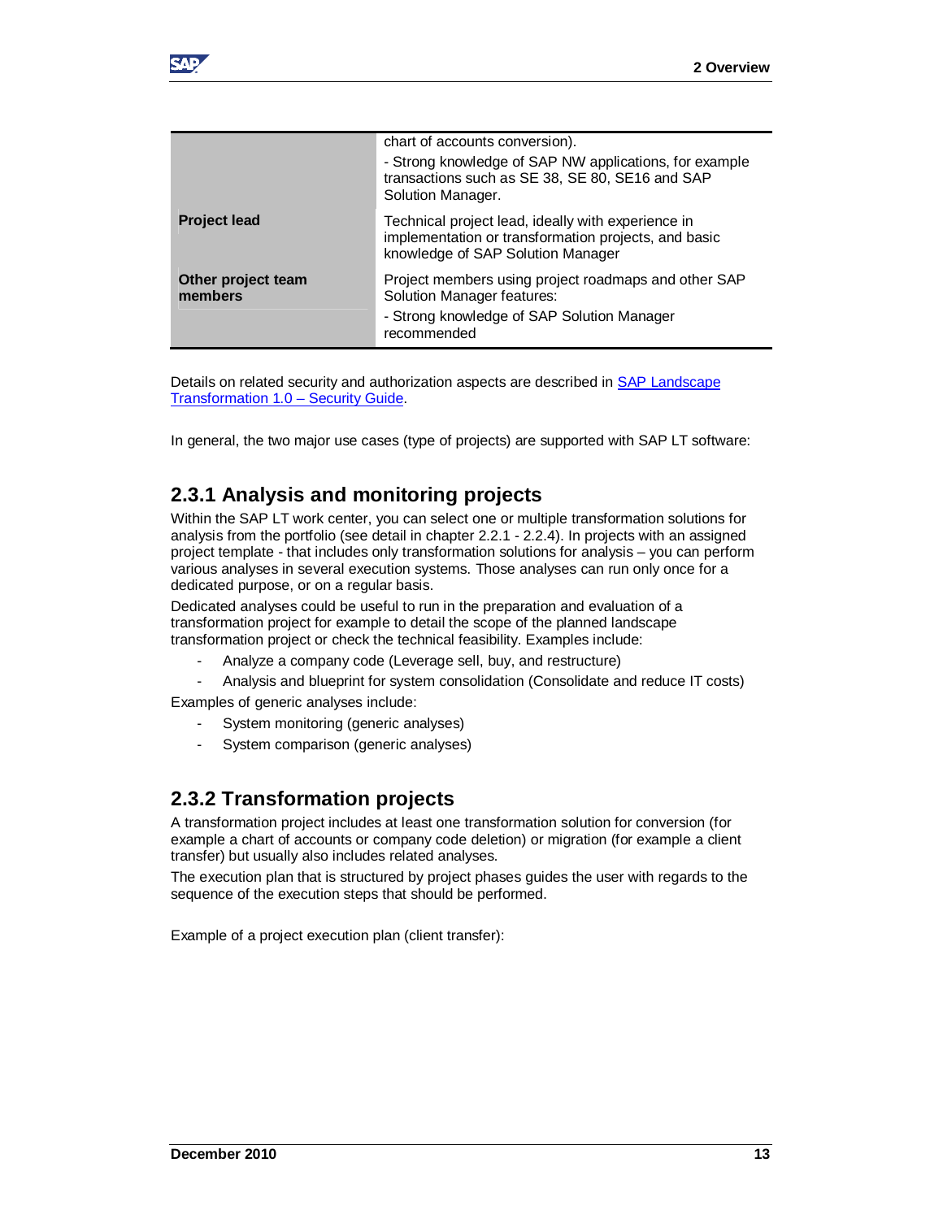| | |
|---|---|
| | chart of accounts conversion).<br>- Strong knowledge of SAP NW applications, for example transactions such as SE 38, SE 80, SE16 and SAP Solution Manager. |
| **Project lead** | Technical project lead, ideally with experience in implementation or transformation projects, and basic knowledge of SAP Solution Manager |
| **Other project team members** | Project members using project roadmaps and other SAP Solution Manager features:<br>- Strong knowledge of SAP Solution Manager recommended |

Details on related security and authorization aspects are described in SAP Landscape Transformation 1.0 – Security Guide.

In general, the two major use cases (type of projects) are supported with SAP LT software:

## 2.3.1 Analysis and monitoring projects

Within the SAP LT work center, you can select one or multiple transformation solutions for analysis from the portfolio (see detail in chapter 2.2.1 - 2.2.4). In projects with an assigned project template - that includes only transformation solutions for analysis – you can perform various analyses in several execution systems. Those analyses can run only once for a dedicated purpose, or on a regular basis.

Dedicated analyses could be useful to run in the preparation and evaluation of a transformation project for example to detail the scope of the planned landscape transformation project or check the technical feasibility. Examples include:

- Analyze a company code (Leverage sell, buy, and restructure)
- Analysis and blueprint for system consolidation (Consolidate and reduce IT costs)

Examples of generic analyses include:

- System monitoring (generic analyses)
- System comparison (generic analyses)

## 2.3.2 Transformation projects

A transformation project includes at least one transformation solution for conversion (for example a chart of accounts or company code deletion) or migration (for example a client transfer) but usually also includes related analyses.

The execution plan that is structured by project phases guides the user with regards to the sequence of the execution steps that should be performed.

Example of a project execution plan (client transfer):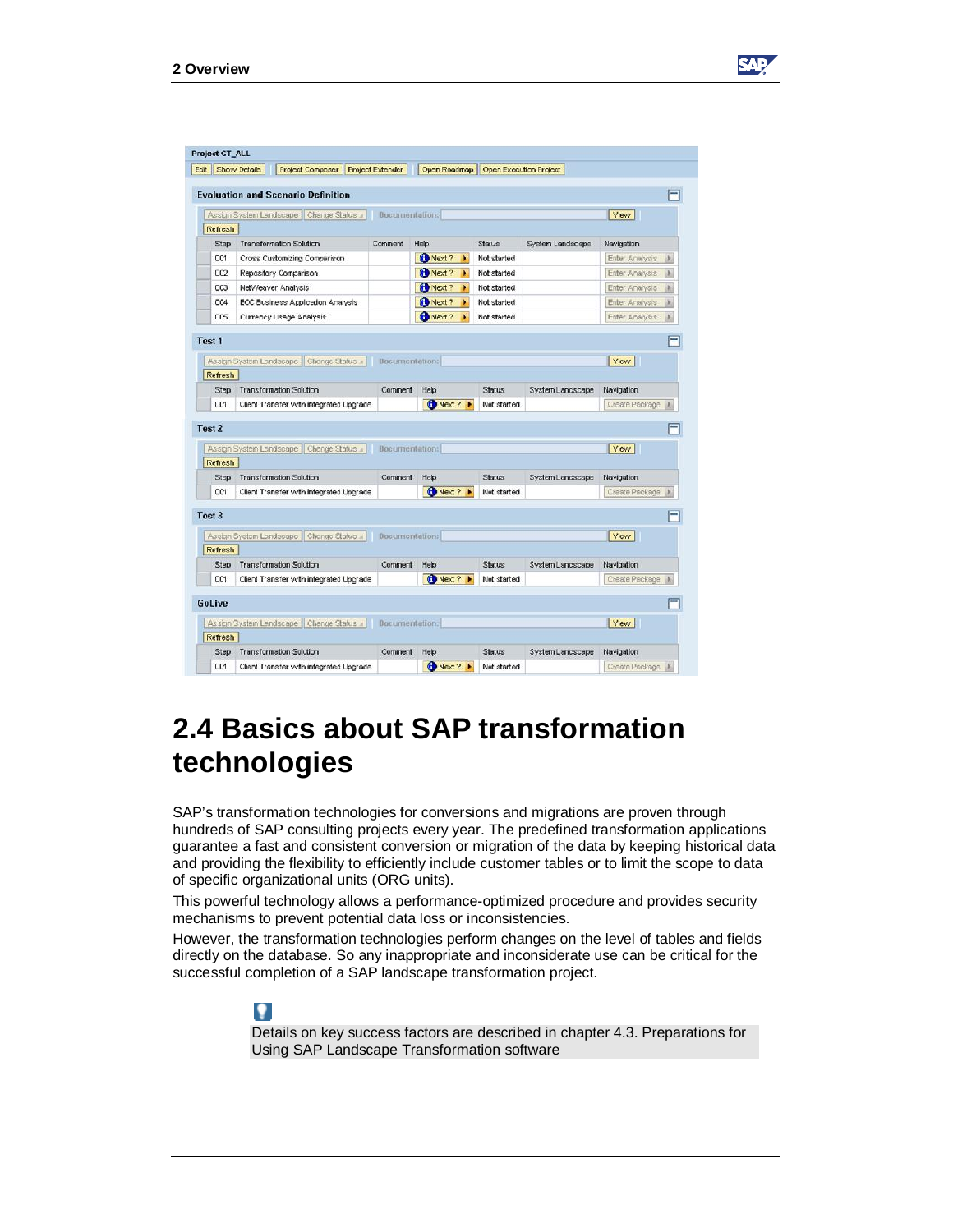Project CT_ALL

Edit | Show Details | Project Composer | Project Extender | Open Roadmap | Open Execution Project

**Evaluation and Scenario Definition**

Assign System Landscape | Change Status | Documentation: | View | Refresh

| Step | Transformation Solution | Comment | Help | Status | System Landscape | Navigation |
|---|---|---|---|---|---|---|
| 001 | Cross Customizing Comparison | | Next ? | Not started | | Enter Analysis |
| 002 | Repository Comparison | | Next ? | Not started | | Enter Analysis |
| 003 | NetWeaver Analysis | | Next ? | Not started | | Enter Analysis |
| 004 | ECC Business Application Analysis | | Next ? | Not started | | Enter Analysis |
| 005 | Currency Usage Analysis | | Next ? | Not started | | Enter Analysis |

**Test 1**

Assign System Landscape | Change Status | Documentation: | View | Refresh

| Step | Transformation Solution | Comment | Help | Status | System Landscape | Navigation |
|---|---|---|---|---|---|---|
| 001 | Client Transfer with integrated Upgrade | | Next ? | Not started | | Create Package |

**Test 2**

Assign System Landscape | Change Status | Documentation: | View | Refresh

| Step | Transformation Solution | Comment | Help | Status | System Landscape | Navigation |
|---|---|---|---|---|---|---|
| 001 | Client Transfer with integrated Upgrade | | Next ? | Not started | | Create Package |

**Test 3**

Assign System Landscape | Change Status | Documentation: | View | Refresh

| Step | Transformation Solution | Comment | Help | Status | System Landscape | Navigation |
|---|---|---|---|---|---|---|
| 001 | Client Transfer with integrated Upgrade | | Next ? | Not started | | Create Package |

**GoLive**

Assign System Landscape | Change Status | Documentation: | View | Refresh

| Step | Transformation Solution | Comment | Help | Status | System Landscape | Navigation |
|---|---|---|---|---|---|---|
| 001 | Client Transfer with integrated Upgrade | | Next ? | Not started | | Create Package |

## 2.4 Basics about SAP transformation technologies

SAP's transformation technologies for conversions and migrations are proven through hundreds of SAP consulting projects every year. The predefined transformation applications guarantee a fast and consistent conversion or migration of the data by keeping historical data and providing the flexibility to efficiently include customer tables or to limit the scope to data of specific organizational units (ORG units).

This powerful technology allows a performance-optimized procedure and provides security mechanisms to prevent potential data loss or inconsistencies.

However, the transformation technologies perform changes on the level of tables and fields directly on the database. So any inappropriate and inconsiderate use can be critical for the successful completion of a SAP landscape transformation project.

> Details on key success factors are described in chapter 4.3. Preparations for Using SAP Landscape Transformation software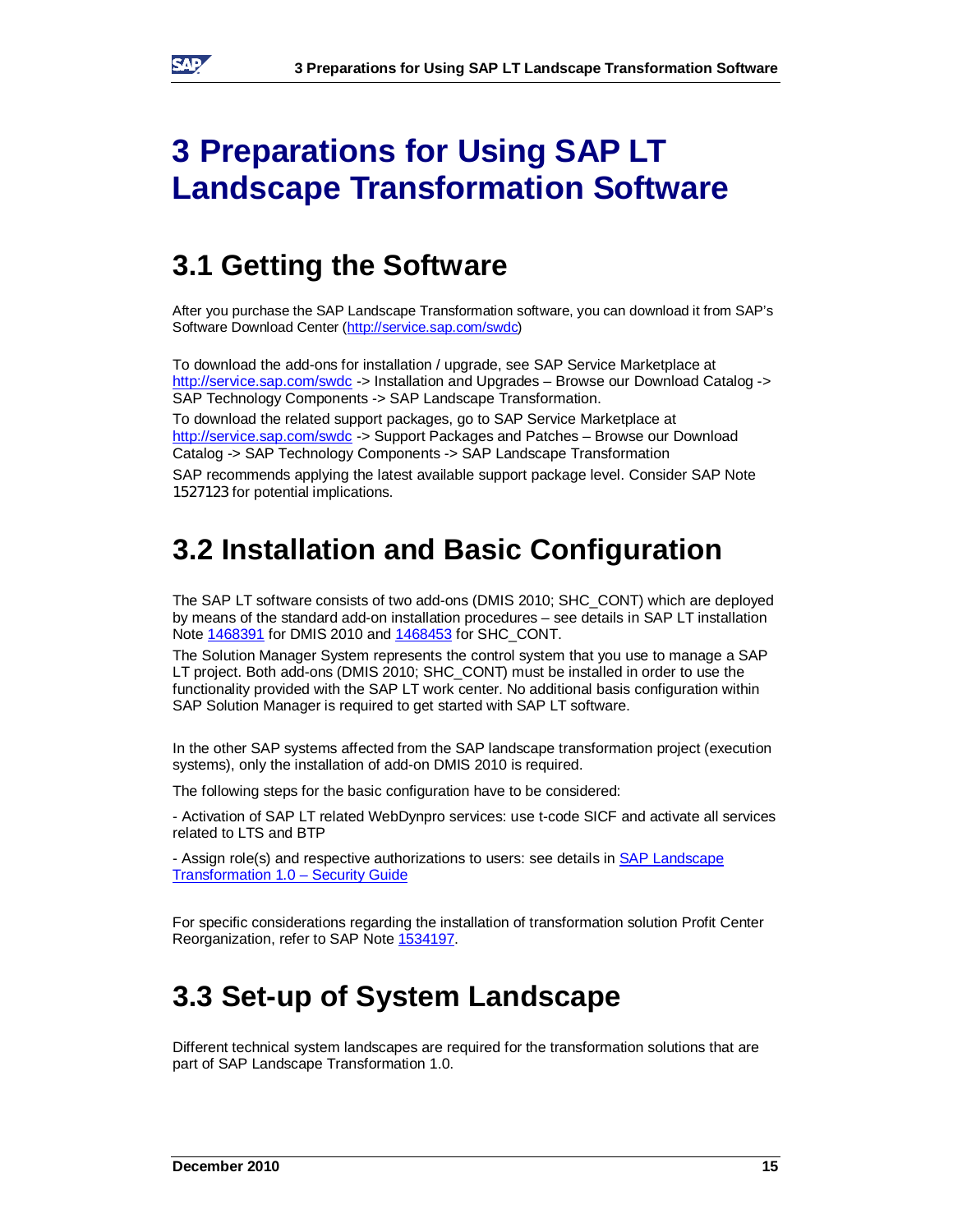# 3 Preparations for Using SAP LT Landscape Transformation Software

## 3.1 Getting the Software

After you purchase the SAP Landscape Transformation software, you can download it from SAP's Software Download Center (http://service.sap.com/swdc)

To download the add-ons for installation / upgrade, see SAP Service Marketplace at http://service.sap.com/swdc -> Installation and Upgrades – Browse our Download Catalog -> SAP Technology Components -> SAP Landscape Transformation.

To download the related support packages, go to SAP Service Marketplace at http://service.sap.com/swdc -> Support Packages and Patches – Browse our Download Catalog -> SAP Technology Components -> SAP Landscape Transformation

SAP recommends applying the latest available support package level. Consider SAP Note 1527123 for potential implications.

## 3.2 Installation and Basic Configuration

The SAP LT software consists of two add-ons (DMIS 2010; SHC_CONT) which are deployed by means of the standard add-on installation procedures – see details in SAP LT installation Note 1468391 for DMIS 2010 and 1468453 for SHC_CONT.

The Solution Manager System represents the control system that you use to manage a SAP LT project. Both add-ons (DMIS 2010; SHC_CONT) must be installed in order to use the functionality provided with the SAP LT work center. No additional basis configuration within SAP Solution Manager is required to get started with SAP LT software.

In the other SAP systems affected from the SAP landscape transformation project (execution systems), only the installation of add-on DMIS 2010 is required.

The following steps for the basic configuration have to be considered:

- Activation of SAP LT related WebDynpro services: use t-code SICF and activate all services related to LTS and BTP

- Assign role(s) and respective authorizations to users: see details in SAP Landscape Transformation 1.0 – Security Guide

For specific considerations regarding the installation of transformation solution Profit Center Reorganization, refer to SAP Note 1534197.

## 3.3 Set-up of System Landscape

Different technical system landscapes are required for the transformation solutions that are part of SAP Landscape Transformation 1.0.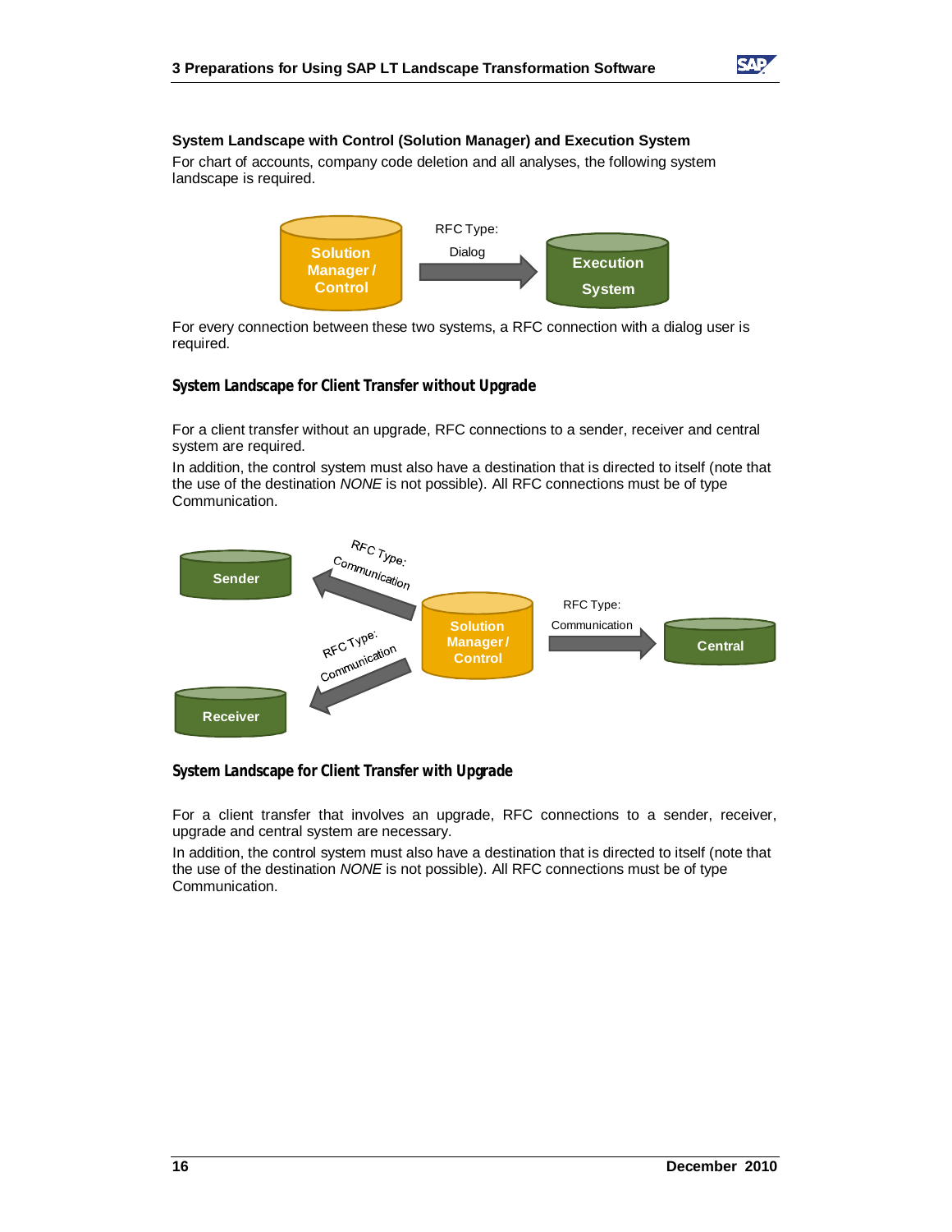### System Landscape with Control (Solution Manager) and Execution System

For chart of accounts, company code deletion and all analyses, the following system landscape is required.

For every connection between these two systems, a RFC connection with a dialog user is required.

### System Landscape for Client Transfer without Upgrade

For a client transfer without an upgrade, RFC connections to a sender, receiver and central system are required.

In addition, the control system must also have a destination that is directed to itself (note that the use of the destination *NONE* is not possible). All RFC connections must be of type Communication.

### System Landscape for Client Transfer with Upgrade

For a client transfer that involves an upgrade, RFC connections to a sender, receiver, upgrade and central system are necessary.

In addition, the control system must also have a destination that is directed to itself (note that the use of the destination *NONE* is not possible). All RFC connections must be of type Communication.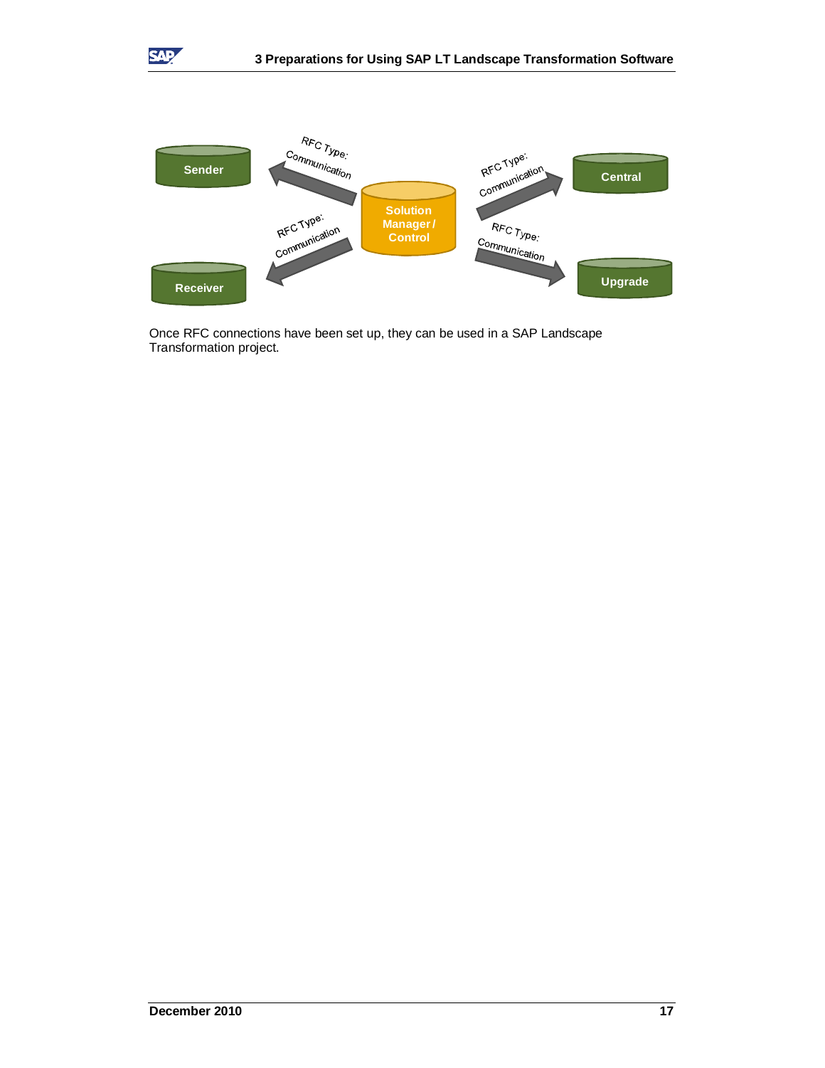Once RFC connections have been set up, they can be used in a SAP Landscape Transformation project.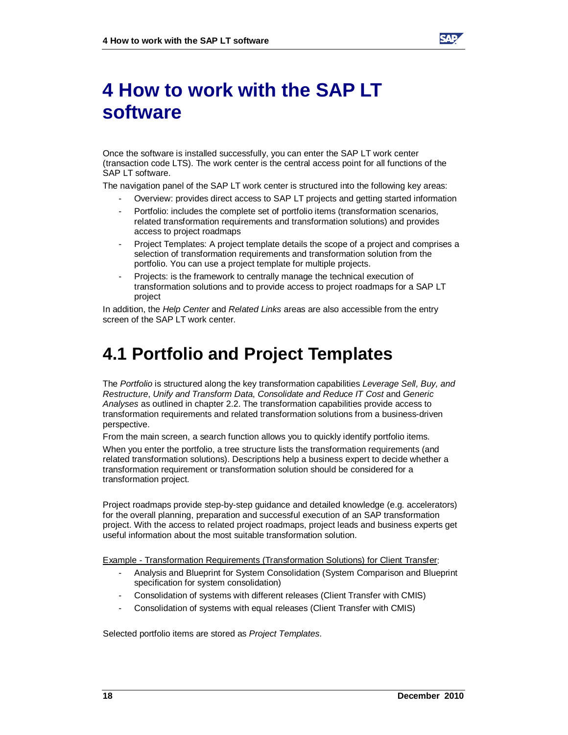# 4 How to work with the SAP LT software

Once the software is installed successfully, you can enter the SAP LT work center (transaction code LTS). The work center is the central access point for all functions of the SAP LT software.

The navigation panel of the SAP LT work center is structured into the following key areas:

- Overview: provides direct access to SAP LT projects and getting started information
- Portfolio: includes the complete set of portfolio items (transformation scenarios, related transformation requirements and transformation solutions) and provides access to project roadmaps
- Project Templates: A project template details the scope of a project and comprises a selection of transformation requirements and transformation solution from the portfolio. You can use a project template for multiple projects.
- Projects: is the framework to centrally manage the technical execution of transformation solutions and to provide access to project roadmaps for a SAP LT project

In addition, the *Help Center* and *Related Links* areas are also accessible from the entry screen of the SAP LT work center.

## 4.1 Portfolio and Project Templates

The *Portfolio* is structured along the key transformation capabilities *Leverage Sell, Buy, and Restructure*, *Unify and Transform Data*, *Consolidate and Reduce IT Cost* and *Generic Analyses* as outlined in chapter 2.2. The transformation capabilities provide access to transformation requirements and related transformation solutions from a business-driven perspective.

From the main screen, a search function allows you to quickly identify portfolio items.

When you enter the portfolio, a tree structure lists the transformation requirements (and related transformation solutions). Descriptions help a business expert to decide whether a transformation requirement or transformation solution should be considered for a transformation project.

Project roadmaps provide step-by-step guidance and detailed knowledge (e.g. accelerators) for the overall planning, preparation and successful execution of an SAP transformation project. With the access to related project roadmaps, project leads and business experts get useful information about the most suitable transformation solution.

<u>Example - Transformation Requirements (Transformation Solutions) for Client Transfer</u>:

- Analysis and Blueprint for System Consolidation (System Comparison and Blueprint specification for system consolidation)
- Consolidation of systems with different releases (Client Transfer with CMIS)
- Consolidation of systems with equal releases (Client Transfer with CMIS)

Selected portfolio items are stored as *Project Templates*.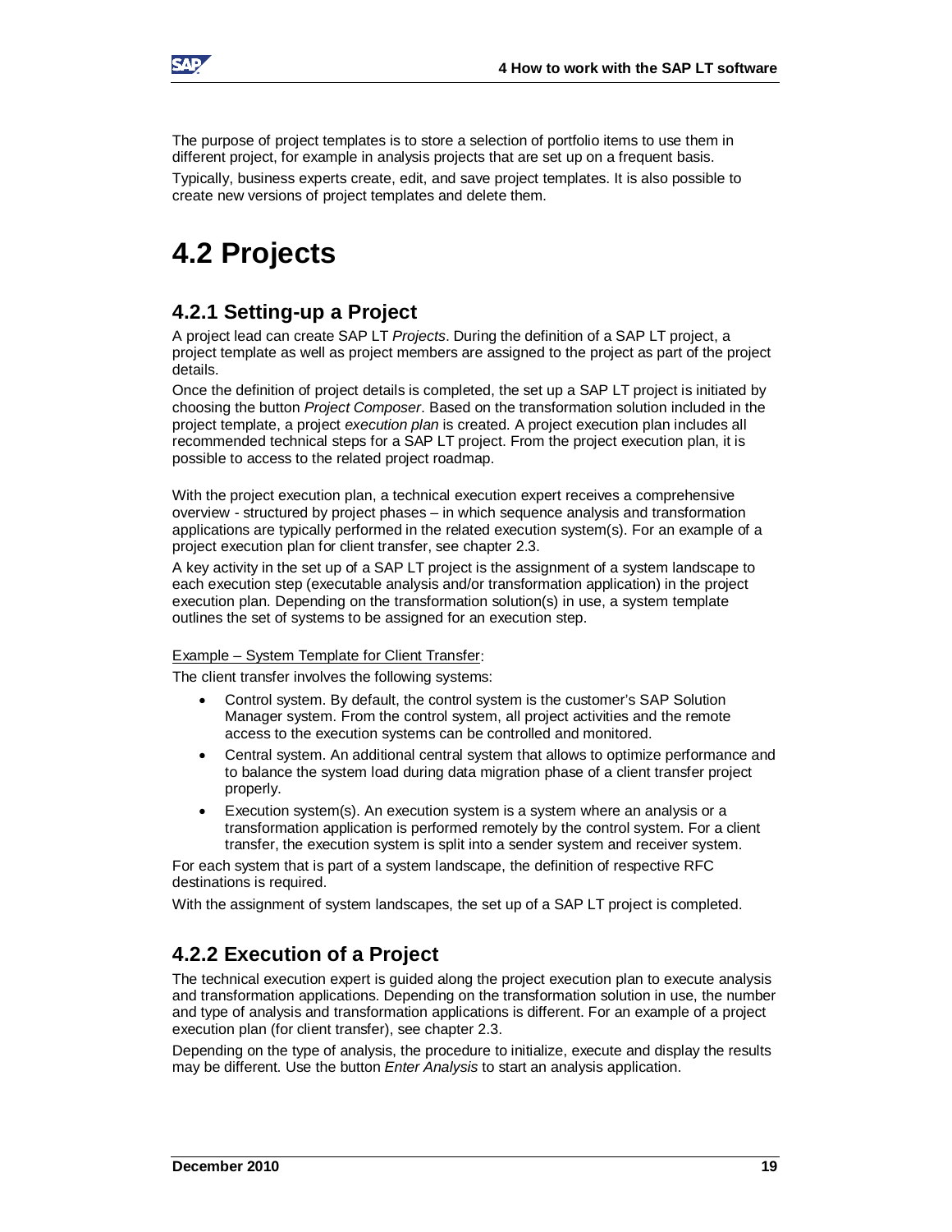The purpose of project templates is to store a selection of portfolio items to use them in different project, for example in analysis projects that are set up on a frequent basis.

Typically, business experts create, edit, and save project templates. It is also possible to create new versions of project templates and delete them.

# 4.2 Projects

## 4.2.1 Setting-up a Project

A project lead can create SAP LT *Projects*. During the definition of a SAP LT project, a project template as well as project members are assigned to the project as part of the project details.

Once the definition of project details is completed, the set up a SAP LT project is initiated by choosing the button *Project Composer*. Based on the transformation solution included in the project template, a project *execution plan* is created. A project execution plan includes all recommended technical steps for a SAP LT project. From the project execution plan, it is possible to access to the related project roadmap.

With the project execution plan, a technical execution expert receives a comprehensive overview - structured by project phases – in which sequence analysis and transformation applications are typically performed in the related execution system(s). For an example of a project execution plan for client transfer, see chapter 2.3.

A key activity in the set up of a SAP LT project is the assignment of a system landscape to each execution step (executable analysis and/or transformation application) in the project execution plan. Depending on the transformation solution(s) in use, a system template outlines the set of systems to be assigned for an execution step.

<u>Example – System Template for Client Transfer</u>:

The client transfer involves the following systems:

- Control system. By default, the control system is the customer's SAP Solution Manager system. From the control system, all project activities and the remote access to the execution systems can be controlled and monitored.
- Central system. An additional central system that allows to optimize performance and to balance the system load during data migration phase of a client transfer project properly.
- Execution system(s). An execution system is a system where an analysis or a transformation application is performed remotely by the control system. For a client transfer, the execution system is split into a sender system and receiver system.

For each system that is part of a system landscape, the definition of respective RFC destinations is required.

With the assignment of system landscapes, the set up of a SAP LT project is completed.

## 4.2.2 Execution of a Project

The technical execution expert is guided along the project execution plan to execute analysis and transformation applications. Depending on the transformation solution in use, the number and type of analysis and transformation applications is different. For an example of a project execution plan (for client transfer), see chapter 2.3.

Depending on the type of analysis, the procedure to initialize, execute and display the results may be different. Use the button *Enter Analysis* to start an analysis application.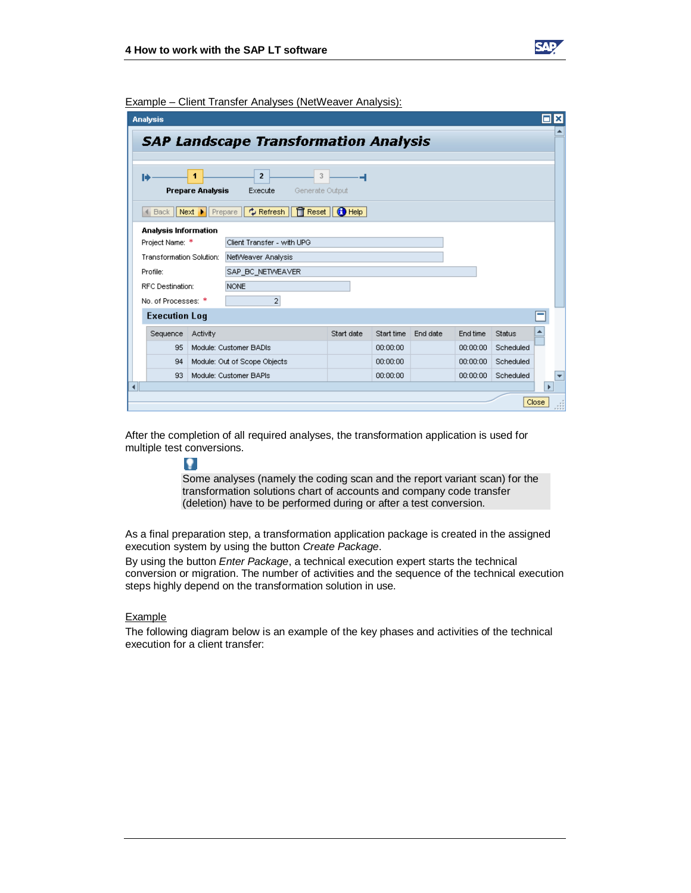Example – Client Transfer Analyses (NetWeaver Analysis):

After the completion of all required analyses, the transformation application is used for multiple test conversions.

> Some analyses (namely the coding scan and the report variant scan) for the transformation solutions chart of accounts and company code transfer (deletion) have to be performed during or after a test conversion.

As a final preparation step, a transformation application package is created in the assigned execution system by using the button *Create Package*.

By using the button *Enter Package*, a technical execution expert starts the technical conversion or migration. The number of activities and the sequence of the technical execution steps highly depend on the transformation solution in use.

Example

The following diagram below is an example of the key phases and activities of the technical execution for a client transfer: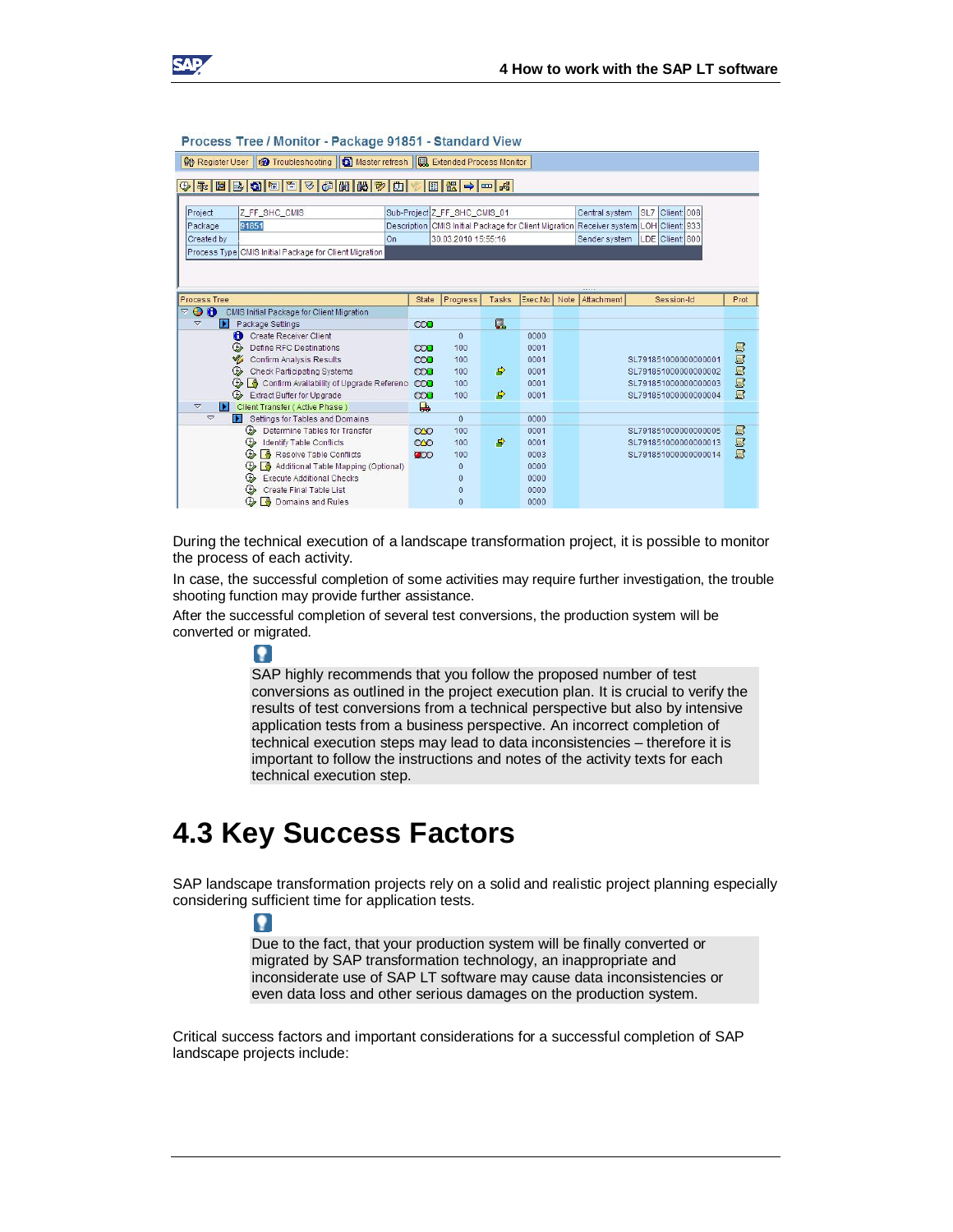**Process Tree / Monitor - Package 91851 - Standard View**

Register User | Troubleshooting | Master refresh | Extended Process Monitor

| | | | | | | | |
|---|---|---|---|---|---|---|---|
| Project | Z_FF_SHC_CMIS | Sub-Project | Z_FF_SHC_CMIS_01 | Central system | SL7 | Client | 008 |
| Package | 91851 | Description | CMIS Initial Package for Client Migration | Receiver system | LOH | Client | 333 |
| Created by | | On | 30.03.2010 15:55:16 | Sender system | LDE | Client | 800 |
| Process Type | CMIS Initial Package for Client Migration | | | | | | |

| Process Tree | State | Progress | Tasks | Exec.No | Note | Attachment | Session-Id | Prot |
|---|---|---|---|---|---|---|---|---|
| CMIS Initial Package for Client Migration | | | | | | | | |
| Package Settings | | | | | | | | |
| Create Receiver Client | | 0 | | 0000 | | | | |
| Define RFC Destinations | | 100 | | 0001 | | | | |
| Confirm Analysis Results | | 100 | | 0001 | | | SL791851000000000001 | |
| Check Participating Systems | | 100 | | 0001 | | | SL791851000000000002 | |
| Confirm Availability of Upgrade Referenc | | 100 | | 0001 | | | SL791851000000000003 | |
| Extract Buffer for Upgrade | | 100 | | 0001 | | | SL791851000000000004 | |
| Client Transfer ( Active Phase ) | | | | | | | | |
| Settings for Tables and Domains | | 0 | | 0000 | | | | |
| Determine Tables for Transfer | | 100 | | 0001 | | | SL791851000000000005 | |
| Identify Table Conflicts | | 100 | | 0001 | | | SL791851000000000013 | |
| Resolve Table Conflicts | | 100 | | 0003 | | | SL791851000000000014 | |
| Additional Table Mapping (Optional) | | 0 | | 0000 | | | | |
| Execute Additional Checks | | 0 | | 0000 | | | | |
| Create Final Table List | | 0 | | 0000 | | | | |
| Domains and Rules | | 0 | | 0000 | | | | |

During the technical execution of a landscape transformation project, it is possible to monitor the process of each activity.

In case, the successful completion of some activities may require further investigation, the trouble shooting function may provide further assistance.

After the successful completion of several test conversions, the production system will be converted or migrated.

> SAP highly recommends that you follow the proposed number of test conversions as outlined in the project execution plan. It is crucial to verify the results of test conversions from a technical perspective but also by intensive application tests from a business perspective. An incorrect completion of technical execution steps may lead to data inconsistencies – therefore it is important to follow the instructions and notes of the activity texts for each technical execution step.

# 4.3 Key Success Factors

SAP landscape transformation projects rely on a solid and realistic project planning especially considering sufficient time for application tests.

> Due to the fact, that your production system will be finally converted or migrated by SAP transformation technology, an inappropriate and inconsiderate use of SAP LT software may cause data inconsistencies or even data loss and other serious damages on the production system.

Critical success factors and important considerations for a successful completion of SAP landscape projects include: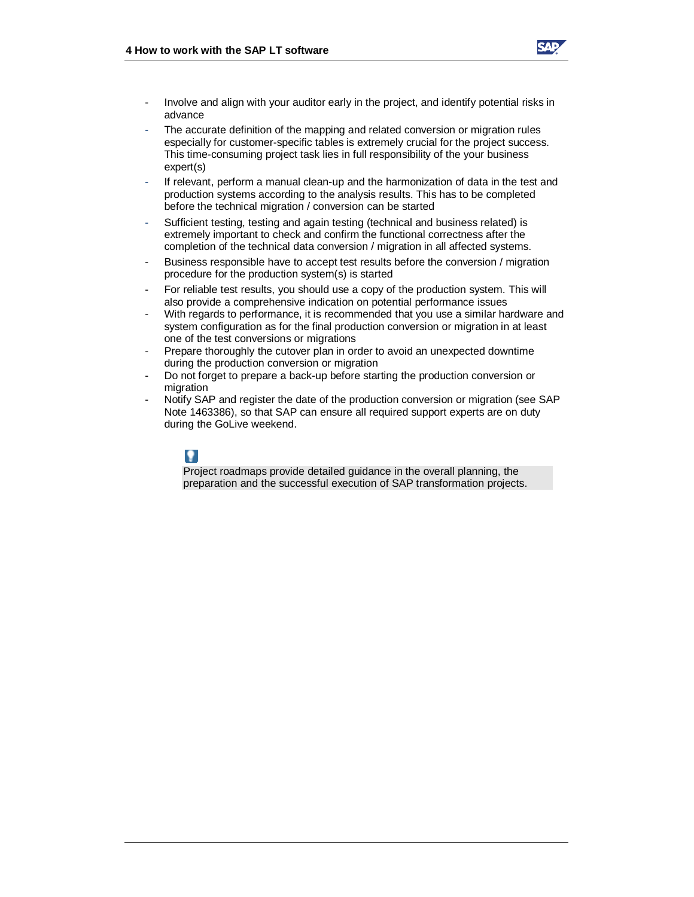- Involve and align with your auditor early in the project, and identify potential risks in advance
- The accurate definition of the mapping and related conversion or migration rules especially for customer-specific tables is extremely crucial for the project success. This time-consuming project task lies in full responsibility of the your business expert(s)
- If relevant, perform a manual clean-up and the harmonization of data in the test and production systems according to the analysis results. This has to be completed before the technical migration / conversion can be started
- Sufficient testing, testing and again testing (technical and business related) is extremely important to check and confirm the functional correctness after the completion of the technical data conversion / migration in all affected systems.
- Business responsible have to accept test results before the conversion / migration procedure for the production system(s) is started
- For reliable test results, you should use a copy of the production system. This will also provide a comprehensive indication on potential performance issues
- With regards to performance, it is recommended that you use a similar hardware and system configuration as for the final production conversion or migration in at least one of the test conversions or migrations
- Prepare thoroughly the cutover plan in order to avoid an unexpected downtime during the production conversion or migration
- Do not forget to prepare a back-up before starting the production conversion or migration
- Notify SAP and register the date of the production conversion or migration (see SAP Note 1463386), so that SAP can ensure all required support experts are on duty during the GoLive weekend.

> Project roadmaps provide detailed guidance in the overall planning, the preparation and the successful execution of SAP transformation projects.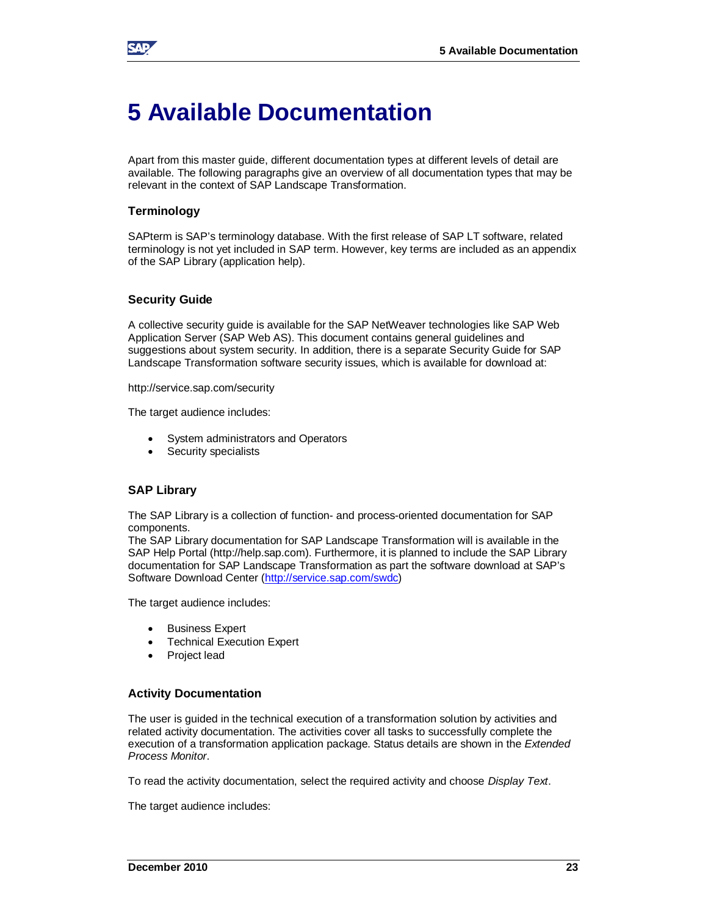# 5 Available Documentation

Apart from this master guide, different documentation types at different levels of detail are available. The following paragraphs give an overview of all documentation types that may be relevant in the context of SAP Landscape Transformation.

### Terminology

SAPterm is SAP's terminology database. With the first release of SAP LT software, related terminology is not yet included in SAP term. However, key terms are included as an appendix of the SAP Library (application help).

### Security Guide

A collective security guide is available for the SAP NetWeaver technologies like SAP Web Application Server (SAP Web AS). This document contains general guidelines and suggestions about system security. In addition, there is a separate Security Guide for SAP Landscape Transformation software security issues, which is available for download at:

http://service.sap.com/security

The target audience includes:

- System administrators and Operators
- Security specialists

### SAP Library

The SAP Library is a collection of function- and process-oriented documentation for SAP components.
The SAP Library documentation for SAP Landscape Transformation will is available in the SAP Help Portal (http://help.sap.com). Furthermore, it is planned to include the SAP Library documentation for SAP Landscape Transformation as part the software download at SAP's Software Download Center (http://service.sap.com/swdc)

The target audience includes:

- Business Expert
- Technical Execution Expert
- Project lead

### Activity Documentation

The user is guided in the technical execution of a transformation solution by activities and related activity documentation. The activities cover all tasks to successfully complete the execution of a transformation application package. Status details are shown in the *Extended Process Monitor*.

To read the activity documentation, select the required activity and choose *Display Text*.

The target audience includes: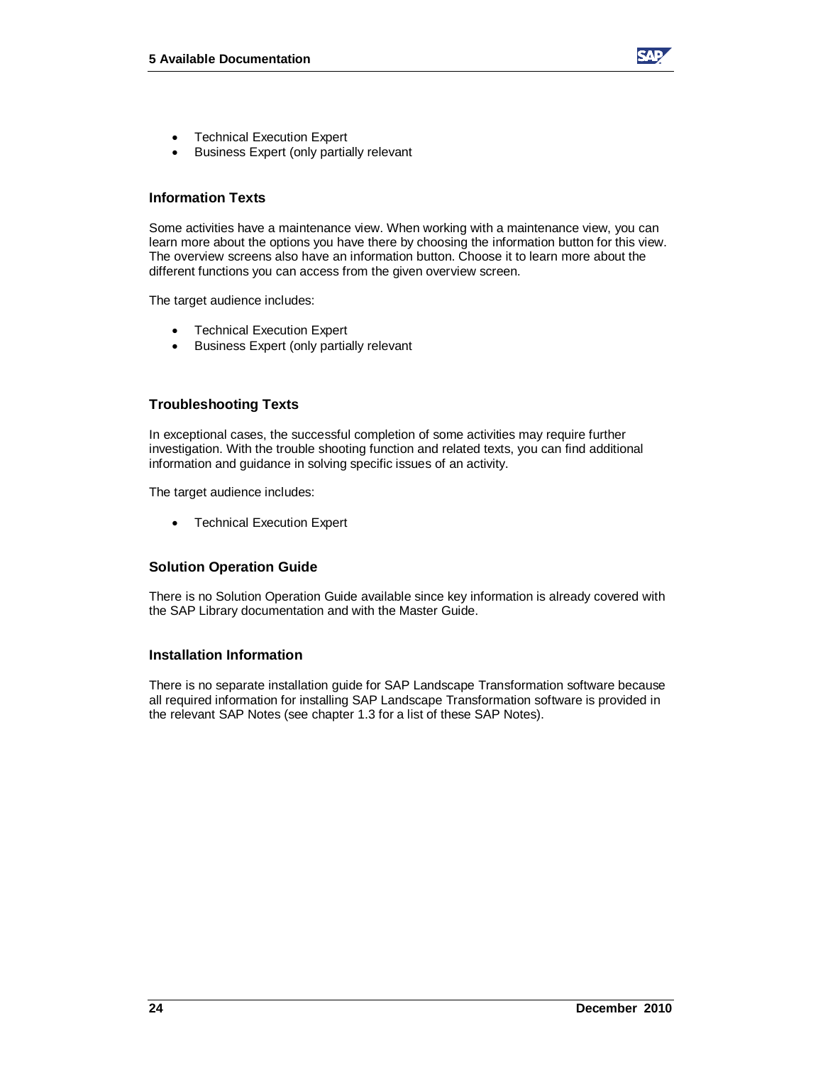- Technical Execution Expert
- Business Expert (only partially relevant

### Information Texts

Some activities have a maintenance view. When working with a maintenance view, you can learn more about the options you have there by choosing the information button for this view. The overview screens also have an information button. Choose it to learn more about the different functions you can access from the given overview screen.

The target audience includes:

- Technical Execution Expert
- Business Expert (only partially relevant

### Troubleshooting Texts

In exceptional cases, the successful completion of some activities may require further investigation. With the trouble shooting function and related texts, you can find additional information and guidance in solving specific issues of an activity.

The target audience includes:

- Technical Execution Expert

### Solution Operation Guide

There is no Solution Operation Guide available since key information is already covered with the SAP Library documentation and with the Master Guide.

### Installation Information

There is no separate installation guide for SAP Landscape Transformation software because all required information for installing SAP Landscape Transformation software is provided in the relevant SAP Notes (see chapter 1.3 for a list of these SAP Notes).